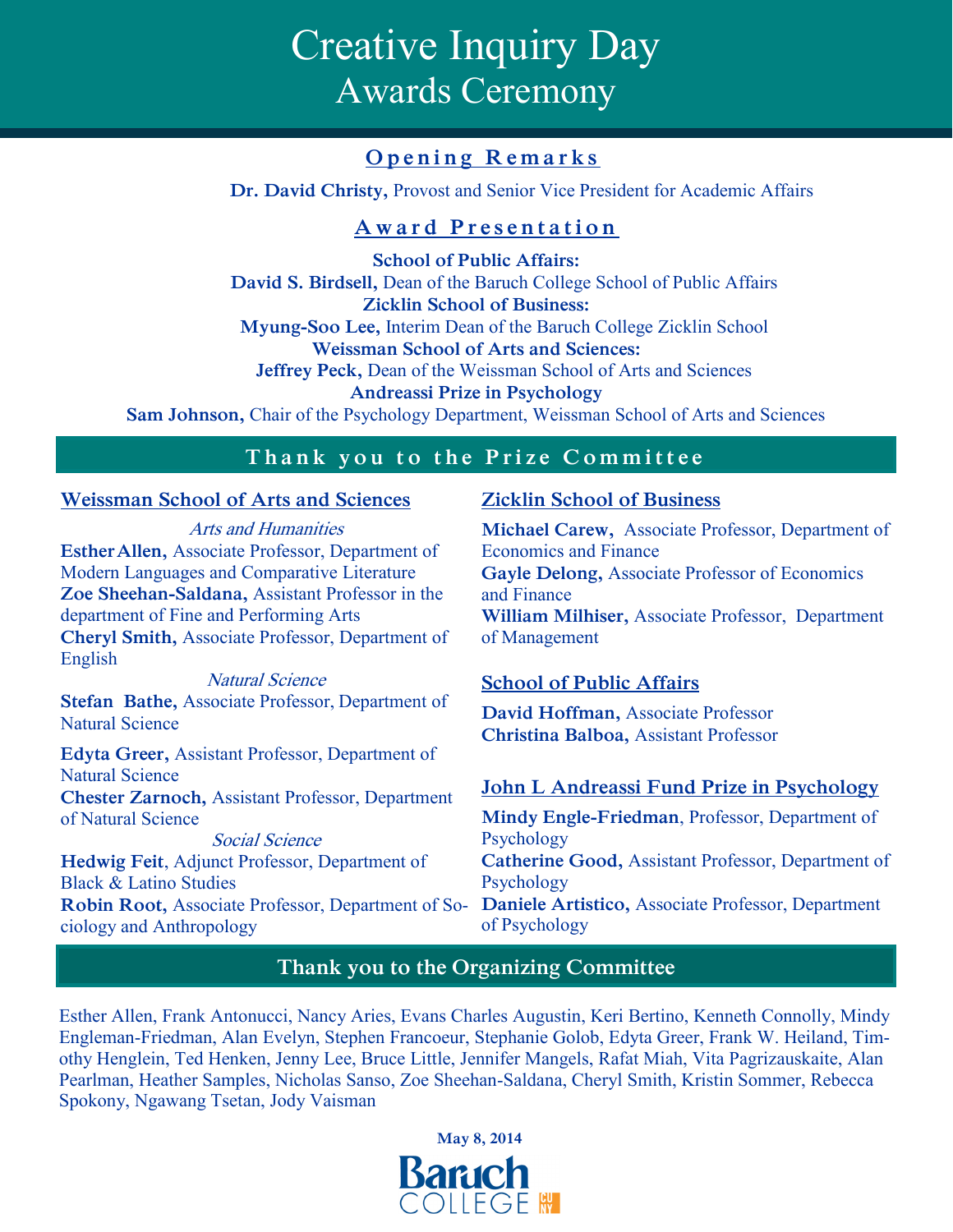# Creative Inquiry Day
## Awards Ceremony

### Opening Remarks

**Dr. David Christy,** Provost and Senior Vice President for Academic Affairs

### Award Presentation

**School of Public Affairs:**
**David S. Birdsell,** Dean of the Baruch College School of Public Affairs

**Zicklin School of Business:**
**Myung-Soo Lee,** Interim Dean of the Baruch College Zicklin School

**Weissman School of Arts and Sciences:**
**Jeffrey Peck,** Dean of the Weissman School of Arts and Sciences

**Andreassi Prize in Psychology**
**Sam Johnson,** Chair of the Psychology Department, Weissman School of Arts and Sciences

## Thank you to the Prize Committee

### Weissman School of Arts and Sciences

*Arts and Humanities*

**Esther Allen,** Associate Professor, Department of Modern Languages and Comparative Literature
**Zoe Sheehan-Saldana,** Assistant Professor in the department of Fine and Performing Arts
**Cheryl Smith,** Associate Professor, Department of English

*Natural Science*

**Stefan Bathe,** Associate Professor, Department of Natural Science
**Edyta Greer,** Assistant Professor, Department of Natural Science
**Chester Zarnoch,** Assistant Professor, Department of Natural Science

*Social Science*

**Hedwig Feit**, Adjunct Professor, Department of Black & Latino Studies
**Robin Root,** Associate Professor, Department of Sociology and Anthropology

### Zicklin School of Business

**Michael Carew,** Associate Professor, Department of Economics and Finance
**Gayle Delong,** Associate Professor of Economics and Finance
**William Milhiser,** Associate Professor, Department of Management

### School of Public Affairs

**David Hoffman,** Associate Professor
**Christina Balboa,** Assistant Professor

### John L Andreassi Fund Prize in Psychology

**Mindy Engle-Friedman**, Professor, Department of Psychology
**Catherine Good,** Assistant Professor, Department of Psychology
**Daniele Artistico,** Associate Professor, Department of Psychology

## Thank you to the Organizing Committee

Esther Allen, Frank Antonucci, Nancy Aries, Evans Charles Augustin, Keri Bertino, Kenneth Connolly, Mindy Engleman-Friedman, Alan Evelyn, Stephen Francoeur, Stephanie Golob, Edyta Greer, Frank W. Heiland, Timothy Henglein, Ted Henken, Jenny Lee, Bruce Little, Jennifer Mangels, Rafat Miah, Vita Pagrizauskaite, Alan Pearlman, Heather Samples, Nicholas Sanso, Zoe Sheehan-Saldana, Cheryl Smith, Kristin Sommer, Rebecca Spokony, Ngawang Tsetan, Jody Vaisman

**May 8, 2014**

Baruch College CUNY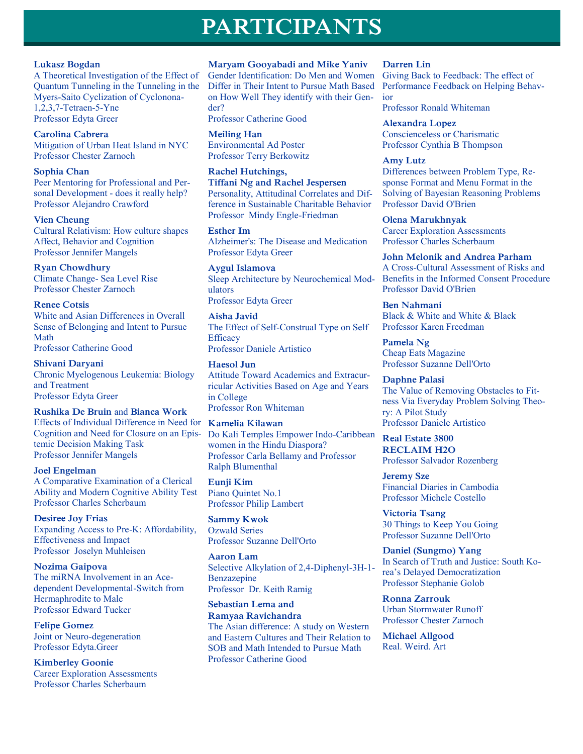# PARTICIPANTS

**Lukasz Bogdan**
A Theoretical Investigation of the Effect of Quantum Tunneling in the Tunneling in the Myers-Saito Cyclization of Cyclonona-1,2,3,7-Tetraen-5-Yne
Professor Edyta Greer

**Carolina Cabrera**
Mitigation of Urban Heat Island in NYC
Professor Chester Zarnoch

**Sophia Chan**
Peer Mentoring for Professional and Personal Development - does it really help?
Professor Alejandro Crawford

**Vien Cheung**
Cultural Relativism: How culture shapes Affect, Behavior and Cognition
Professor Jennifer Mangels

**Ryan Chowdhury**
Climate Change- Sea Level Rise
Professor Chester Zarnoch

**Renee Cotsis**
White and Asian Differences in Overall Sense of Belonging and Intent to Pursue Math
Professor Catherine Good

**Shivani Daryani**
Chronic Myelogenous Leukemia: Biology and Treatment
Professor Edyta Greer

**Rushika De Bruin** and **Bianca Work**
Effects of Individual Difference in Need for Cognition and Need for Closure on an Epistemic Decision Making Task
Professor Jennifer Mangels

**Joel Engelman**
A Comparative Examination of a Clerical Ability and Modern Cognitive Ability Test
Professor Charles Scherbaum

**Desiree Joy Frias**
Expanding Access to Pre-K: Affordability, Effectiveness and Impact
Professor Joselyn Muhleisen

**Nozima Gaipova**
The miRNA Involvement in an Ace-dependent Developmental-Switch from Hermaphrodite to Male
Professor Edward Tucker

**Felipe Gomez**
Joint or Neuro-degeneration
Professor Edyta.Greer

**Kimberley Goonie**
Career Exploration Assessments
Professor Charles Scherbaum

**Maryam Gooyabadi and Mike Yaniv**
Gender Identification: Do Men and Women Differ in Their Intent to Pursue Math Based on How Well They identify with their Gender?
Professor Catherine Good

**Meiling Han**
Environmental Ad Poster
Professor Terry Berkowitz

**Rachel Hutchings, Tiffani Ng and Rachel Jespersen**
Personality, Attitudinal Correlates and Difference in Sustainable Charitable Behavior
Professor Mindy Engle-Friedman

**Esther Im**
Alzheimer's: The Disease and Medication
Professor Edyta Greer

**Aygul Islamova**
Sleep Architecture by Neurochemical Modulators
Professor Edyta Greer

**Aisha Javid**
The Effect of Self-Construal Type on Self Efficacy
Professor Daniele Artistico

**Haesol Jun**
Attitude Toward Academics and Extracurricular Activities Based on Age and Years in College
Professor Ron Whiteman

**Kamelia Kilawan**
Do Kali Temples Empower Indo-Caribbean women in the Hindu Diaspora?
Professor Carla Bellamy and Professor Ralph Blumenthal

**Eunji Kim**
Piano Quintet No.1
Professor Philip Lambert

**Sammy Kwok**
Ozwald Series
Professor Suzanne Dell'Orto

**Aaron Lam**
Selective Alkylation of 2,4-Diphenyl-3H-1-Benzazepine
Professor Dr. Keith Ramig

**Sebastian Lema and Ramyaa Ravichandra**
The Asian difference: A study on Western and Eastern Cultures and Their Relation to SOB and Math Intended to Pursue Math
Professor Catherine Good

**Darren Lin**
Giving Back to Feedback: The effect of Performance Feedback on Helping Behavior
Professor Ronald Whiteman

**Alexandra Lopez**
Conscienceless or Charismatic
Professor Cynthia B Thompson

**Amy Lutz**
Differences between Problem Type, Response Format and Menu Format in the Solving of Bayesian Reasoning Problems
Professor David O'Brien

**Olena Marukhnyak**
Career Exploration Assessments
Professor Charles Scherbaum

**John Melonik and Andrea Parham**
A Cross-Cultural Assessment of Risks and Benefits in the Informed Consent Procedure
Professor David O'Brien

**Ben Nahmani**
Black & White and White & Black
Professor Karen Freedman

**Pamela Ng**
Cheap Eats Magazine
Professor Suzanne Dell'Orto

**Daphne Palasi**
The Value of Removing Obstacles to Fitness Via Everyday Problem Solving Theory: A Pilot Study
Professor Daniele Artistico

**Real Estate 3800**
**RECLAIM H2O**
Professor Salvador Rozenberg

**Jeremy Sze**
Financial Diaries in Cambodia
Professor Michele Costello

**Victoria Tsang**
30 Things to Keep You Going
Professor Suzanne Dell'Orto

**Daniel (Sungmo) Yang**
In Search of Truth and Justice: South Korea's Delayed Democratization
Professor Stephanie Golob

**Ronna Zarrouk**
Urban Stormwater Runoff
Professor Chester Zarnoch

**Michael Allgood**
Real. Weird. Art